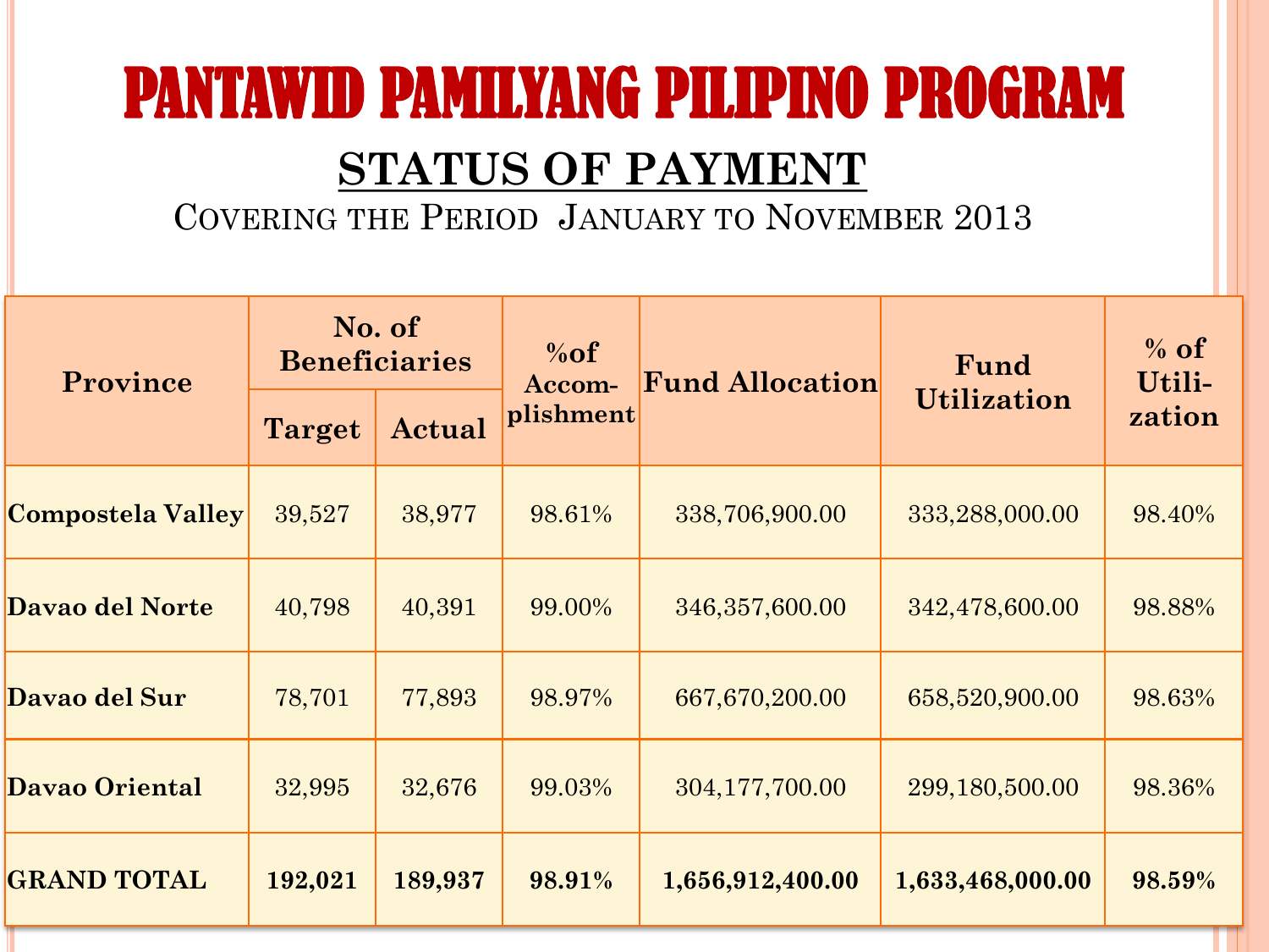# PANTAWID PAMILYANG PILIPINO PROGRAM

## STATUS OF PAYMENT

Covering the Period January to November 2013

| Province | No. of Beneficiaries | | %of Accom-plishment | Fund Allocation | Fund Utilization | % of Utili-zation |
|---|---|---|---|---|---|---|
| | Target | Actual | | | | |
| **Compostela Valley** | 39,527 | 38,977 | 98.61% | 338,706,900.00 | 333,288,000.00 | 98.40% |
| **Davao del Norte** | 40,798 | 40,391 | 99.00% | 346,357,600.00 | 342,478,600.00 | 98.88% |
| **Davao del Sur** | 78,701 | 77,893 | 98.97% | 667,670,200.00 | 658,520,900.00 | 98.63% |
| **Davao Oriental** | 32,995 | 32,676 | 99.03% | 304,177,700.00 | 299,180,500.00 | 98.36% |
| **GRAND TOTAL** | **192,021** | **189,937** | **98.91%** | **1,656,912,400.00** | **1,633,468,000.00** | **98.59%** |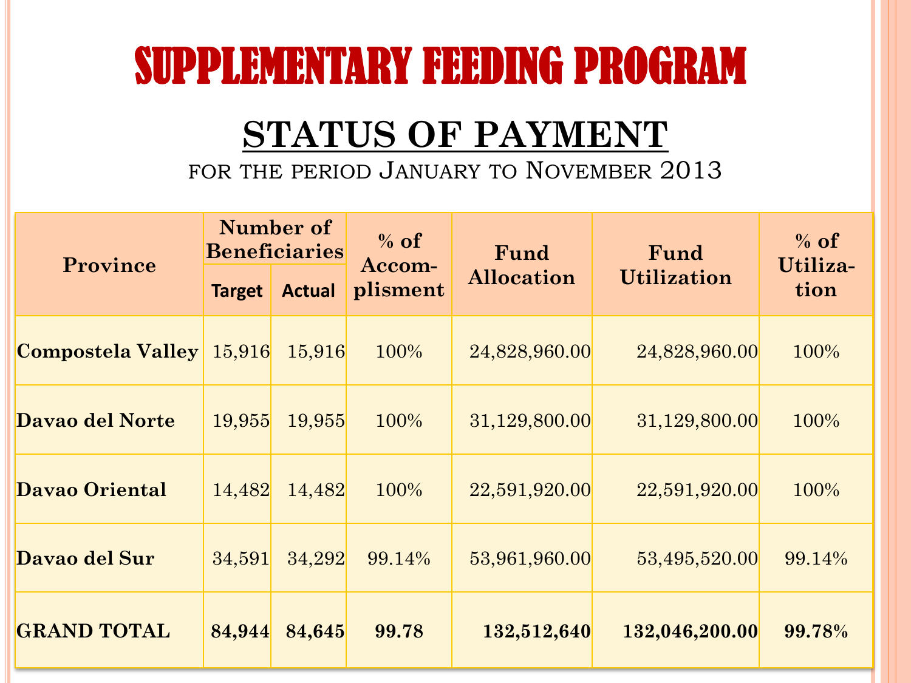# SUPPLEMENTARY FEEDING PROGRAM

## STATUS OF PAYMENT

FOR THE PERIOD JANUARY TO NOVEMBER 2013

| Province | Number of Beneficiaries | | % of Accom-plisment | Fund Allocation | Fund Utilization | % of Utiliza-tion |
|---|---|---|---|---|---|---|
| | Target | Actual | | | | |
| **Compostela Valley** | 15,916 | 15,916 | 100% | 24,828,960.00 | 24,828,960.00 | 100% |
| **Davao del Norte** | 19,955 | 19,955 | 100% | 31,129,800.00 | 31,129,800.00 | 100% |
| **Davao Oriental** | 14,482 | 14,482 | 100% | 22,591,920.00 | 22,591,920.00 | 100% |
| **Davao del Sur** | 34,591 | 34,292 | 99.14% | 53,961,960.00 | 53,495,520.00 | 99.14% |
| **GRAND TOTAL** | **84,944** | **84,645** | **99.78** | **132,512,640** | **132,046,200.00** | **99.78%** |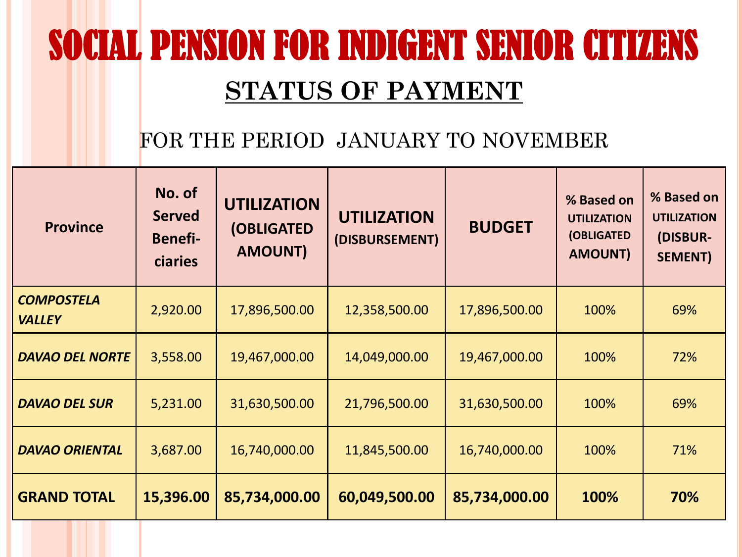# SOCIAL PENSION FOR INDIGENT SENIOR CITIZENS

## STATUS OF PAYMENT

FOR THE PERIOD JANUARY TO NOVEMBER

| Province | No. of Served Benefi-ciaries | UTILIZATION (OBLIGATED AMOUNT) | UTILIZATION (DISBURSEMENT) | BUDGET | % Based on UTILIZATION (OBLIGATED AMOUNT) | % Based on UTILIZATION (DISBUR-SEMENT) |
|---|---|---|---|---|---|---|
| *COMPOSTELA VALLEY* | 2,920.00 | 17,896,500.00 | 12,358,500.00 | 17,896,500.00 | 100% | 69% |
| *DAVAO DEL NORTE* | 3,558.00 | 19,467,000.00 | 14,049,000.00 | 19,467,000.00 | 100% | 72% |
| *DAVAO DEL SUR* | 5,231.00 | 31,630,500.00 | 21,796,500.00 | 31,630,500.00 | 100% | 69% |
| *DAVAO ORIENTAL* | 3,687.00 | 16,740,000.00 | 11,845,500.00 | 16,740,000.00 | 100% | 71% |
| **GRAND TOTAL** | **15,396.00** | **85,734,000.00** | **60,049,500.00** | **85,734,000.00** | **100%** | **70%** |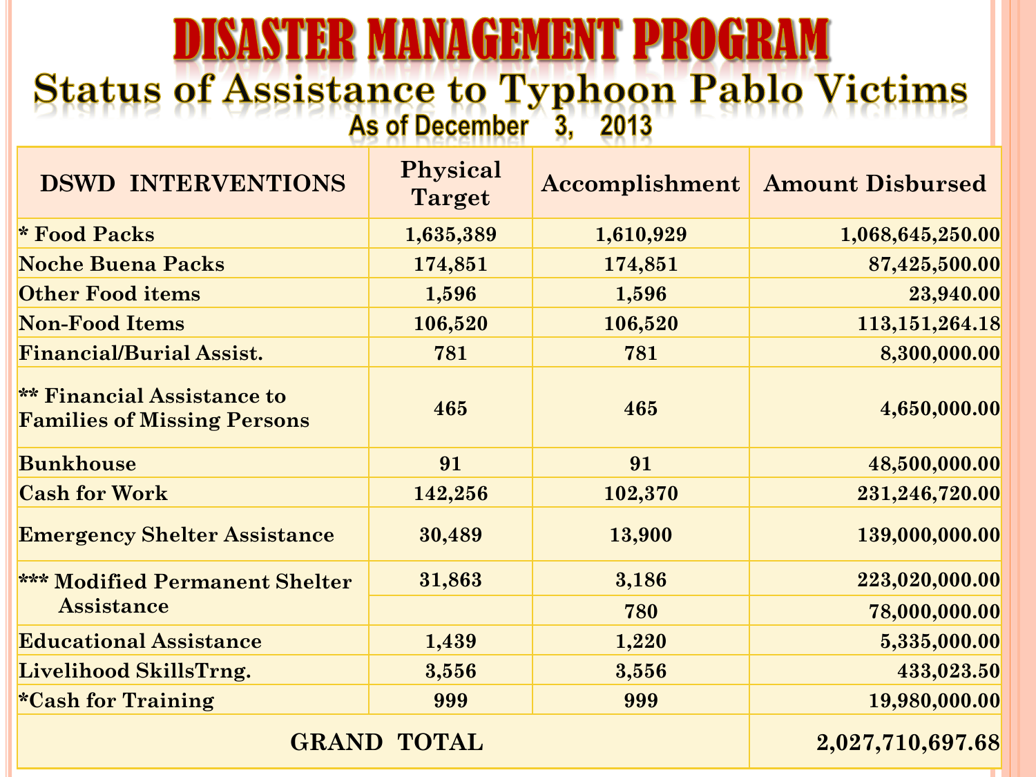# DISASTER MANAGEMENT PROGRAM

## Status of Assistance to Typhoon Pablo Victims

### As of December 3, 2013

| DSWD INTERVENTIONS | Physical Target | Accomplishment | Amount Disbursed |
|---|---|---|---|
| * Food Packs | 1,635,389 | 1,610,929 | 1,068,645,250.00 |
| Noche Buena Packs | 174,851 | 174,851 | 87,425,500.00 |
| Other Food items | 1,596 | 1,596 | 23,940.00 |
| Non-Food Items | 106,520 | 106,520 | 113,151,264.18 |
| Financial/Burial Assist. | 781 | 781 | 8,300,000.00 |
| ** Financial Assistance to Families of Missing Persons | 465 | 465 | 4,650,000.00 |
| Bunkhouse | 91 | 91 | 48,500,000.00 |
| Cash for Work | 142,256 | 102,370 | 231,246,720.00 |
| Emergency Shelter Assistance | 30,489 | 13,900 | 139,000,000.00 |
| *** Modified Permanent Shelter Assistance | 31,863 | 3,186 | 223,020,000.00 |
| | | 780 | 78,000,000.00 |
| Educational Assistance | 1,439 | 1,220 | 5,335,000.00 |
| Livelihood SkillsTrng. | 3,556 | 3,556 | 433,023.50 |
| *Cash for Training | 999 | 999 | 19,980,000.00 |
| GRAND TOTAL | | | 2,027,710,697.68 |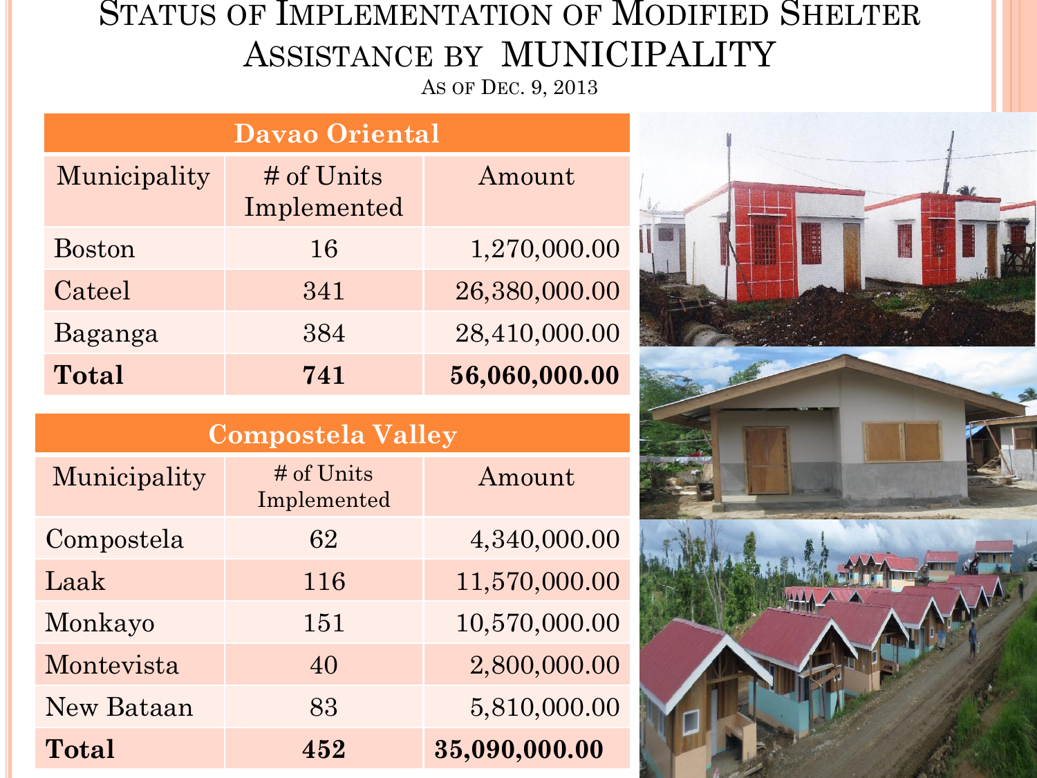# Status of Implementation of Modified Shelter Assistance by MUNICIPALITY

As of Dec. 9, 2013

| Davao Oriental | | |
|---|---|---|
| Municipality | # of Units Implemented | Amount |
| Boston | 16 | 1,270,000.00 |
| Cateel | 341 | 26,380,000.00 |
| Baganga | 384 | 28,410,000.00 |
| **Total** | **741** | **56,060,000.00** |

| Compostela Valley | | |
|---|---|---|
| Municipality | # of Units Implemented | Amount |
| Compostela | 62 | 4,340,000.00 |
| Laak | 116 | 11,570,000.00 |
| Monkayo | 151 | 10,570,000.00 |
| Montevista | 40 | 2,800,000.00 |
| New Bataan | 83 | 5,810,000.00 |
| **Total** | **452** | **35,090,000.00** |